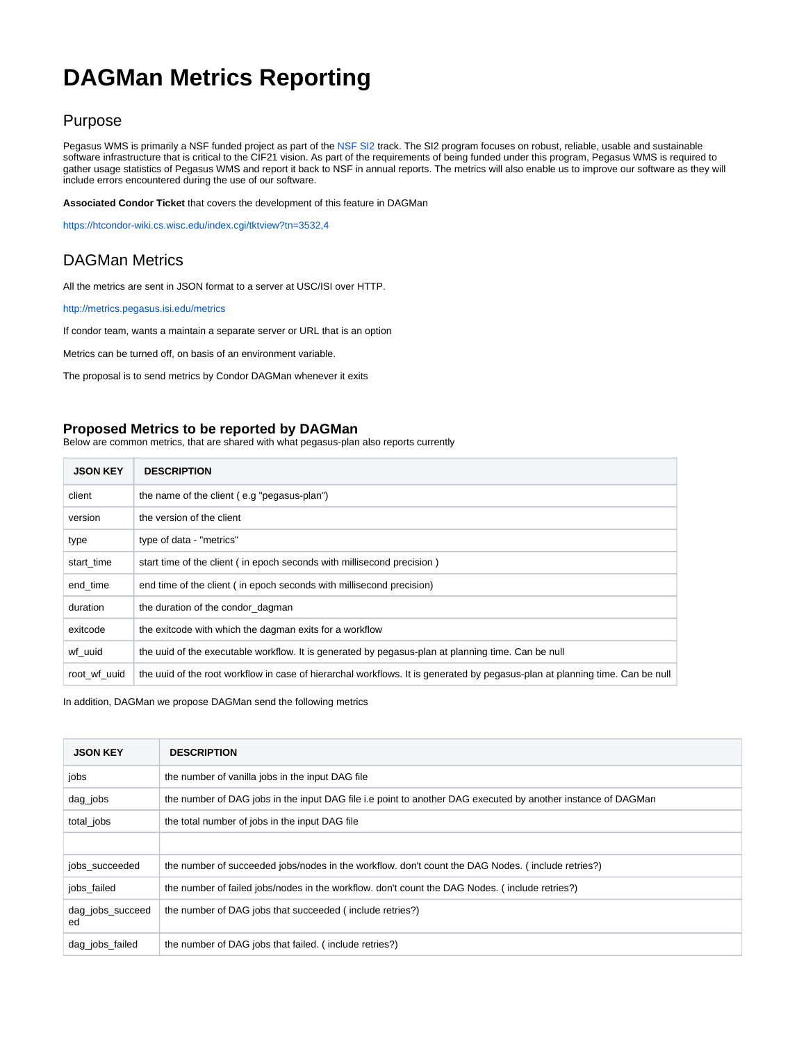# DAGMan Metrics Reporting

## Purpose

Pegasus WMS is primarily a NSF funded project as part of the NSF SI2 track. The SI2 program focuses on robust, reliable, usable and sustainable software infrastructure that is critical to the CIF21 vision. As part of the requirements of being funded under this program, Pegasus WMS is required to gather usage statistics of Pegasus WMS and report it back to NSF in annual reports. The metrics will also enable us to improve our software as they will include errors encountered during the use of our software.

**Associated Condor Ticket** that covers the development of this feature in DAGMan

https://htcondor-wiki.cs.wisc.edu/index.cgi/tktview?tn=3532,4

## DAGMan Metrics

All the metrics are sent in JSON format to a server at USC/ISI over HTTP.

http://metrics.pegasus.isi.edu/metrics

If condor team, wants a maintain a separate server or URL that is an option

Metrics can be turned off, on basis of an environment variable.

The proposal is to send metrics by Condor DAGMan whenever it exits

### Proposed Metrics to be reported by DAGMan

Below are common metrics, that are shared with what pegasus-plan also reports currently

| JSON KEY | DESCRIPTION |
|---|---|
| client | the name of the client ( e.g "pegasus-plan") |
| version | the version of the client |
| type | type of data - "metrics" |
| start_time | start time of the client ( in epoch seconds with millisecond precision ) |
| end_time | end time of the client ( in epoch seconds with millisecond precision) |
| duration | the duration of the condor_dagman |
| exitcode | the exitcode with which the dagman exits for a workflow |
| wf_uuid | the uuid of the executable workflow. It is generated by pegasus-plan at planning time. Can be null |
| root_wf_uuid | the uuid of the root workflow in case of hierarchal workflows. It is generated by pegasus-plan at planning time. Can be null |

In addition, DAGMan we propose DAGMan send the following metrics

| JSON KEY | DESCRIPTION |
|---|---|
| jobs | the number of vanilla jobs in the input DAG file |
| dag_jobs | the number of DAG jobs in the input DAG file i.e point to another DAG executed by another instance of DAGMan |
| total_jobs | the total number of jobs in the input DAG file |
| | |
| jobs_succeeded | the number of succeeded jobs/nodes in the workflow. don't count the DAG Nodes. ( include retries?) |
| jobs_failed | the number of failed jobs/nodes in the workflow. don't count the DAG Nodes. ( include retries?) |
| dag_jobs_succeeded | the number of DAG jobs that succeeded ( include retries?) |
| dag_jobs_failed | the number of DAG jobs that failed. ( include retries?) |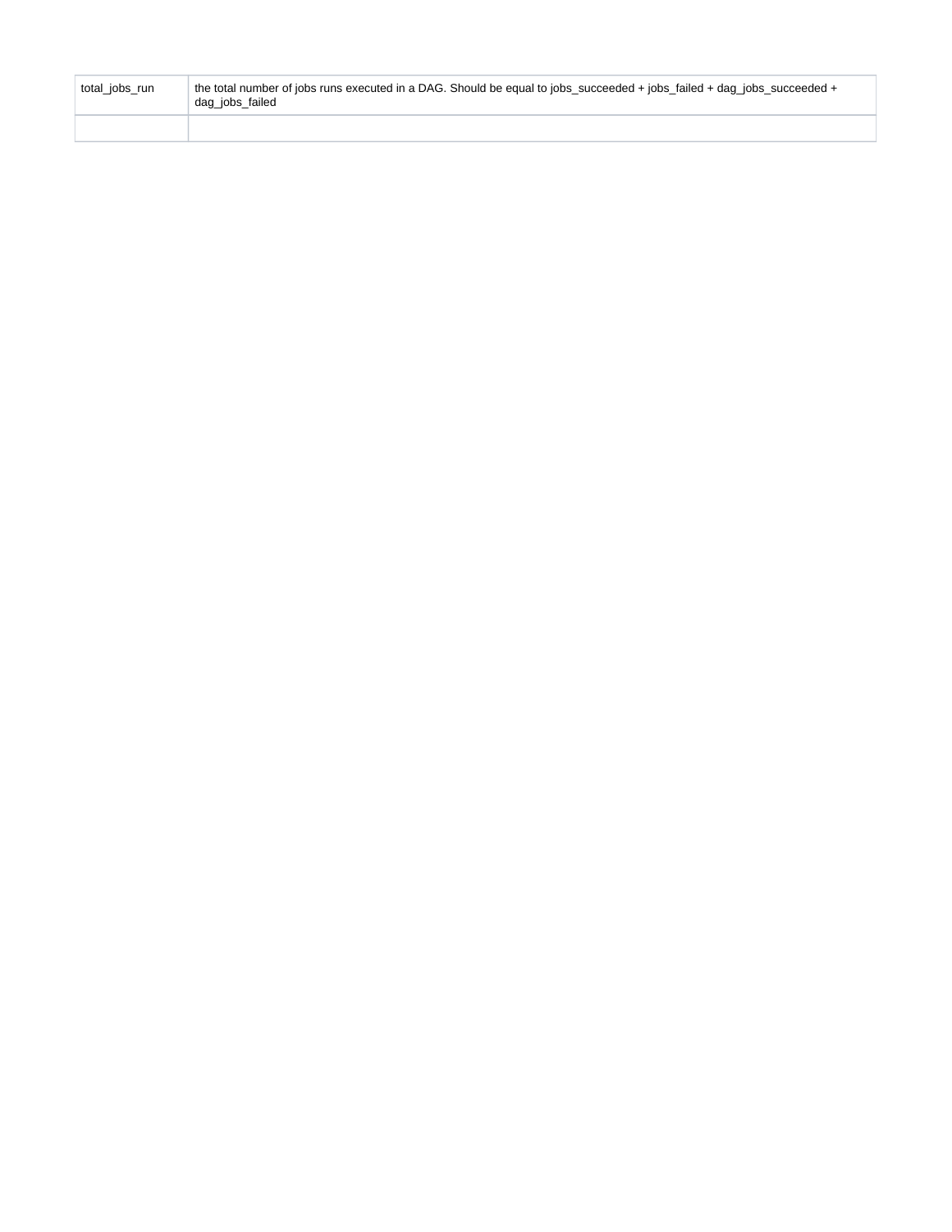| | |
|---|---|
| total_jobs_run | the total number of jobs runs executed in a DAG. Should be equal to jobs_succeeded + jobs_failed + dag_jobs_succeeded + dag_jobs_failed |
| | |